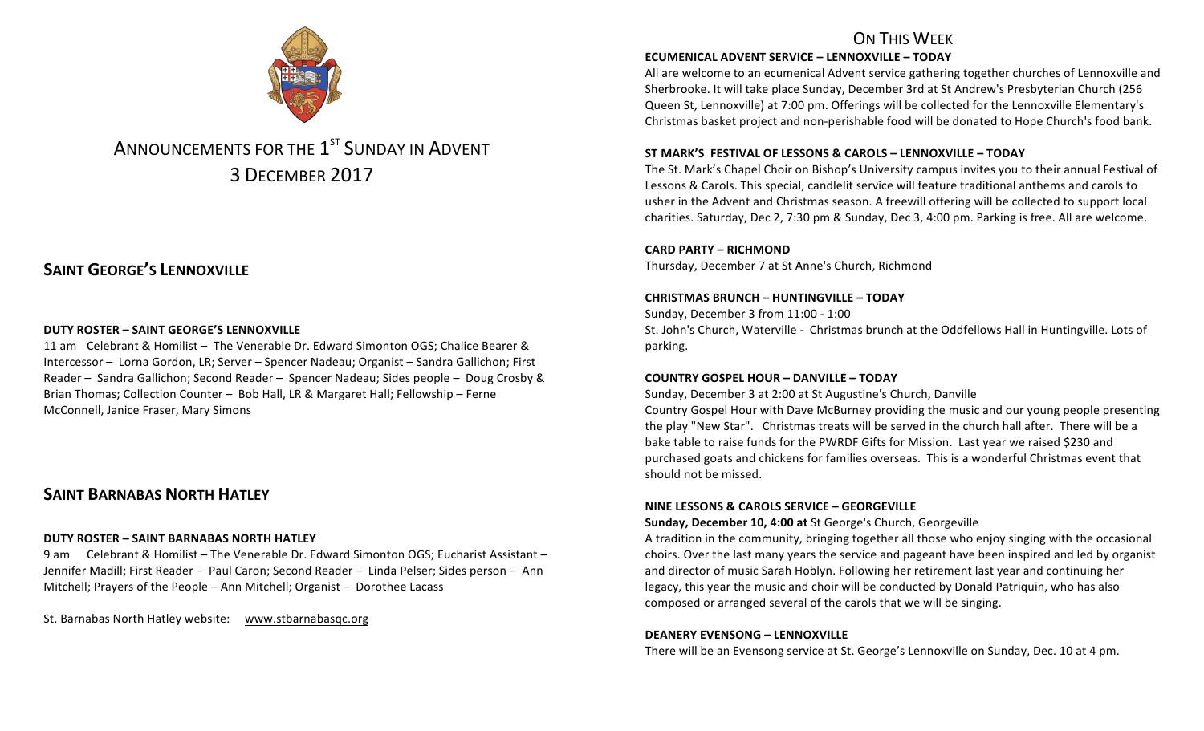# ANNOUNCEMENTS FOR THE 1ST SUNDAY IN ADVENT
# 3 DECEMBER 2017

## SAINT GEORGE'S LENNOXVILLE

**DUTY ROSTER – SAINT GEORGE'S LENNOXVILLE**

11 am Celebrant & Homilist – The Venerable Dr. Edward Simonton OGS; Chalice Bearer & Intercessor – Lorna Gordon, LR; Server – Spencer Nadeau; Organist – Sandra Gallichon; First Reader – Sandra Gallichon; Second Reader – Spencer Nadeau; Sides people – Doug Crosby & Brian Thomas; Collection Counter – Bob Hall, LR & Margaret Hall; Fellowship – Ferne McConnell, Janice Fraser, Mary Simons

## SAINT BARNABAS NORTH HATLEY

**DUTY ROSTER – SAINT BARNABAS NORTH HATLEY**

9 am Celebrant & Homilist – The Venerable Dr. Edward Simonton OGS; Eucharist Assistant – Jennifer Madill; First Reader – Paul Caron; Second Reader – Linda Pelser; Sides person – Ann Mitchell; Prayers of the People – Ann Mitchell; Organist – Dorothee Lacass

St. Barnabas North Hatley website: www.stbarnabasqc.org

## ON THIS WEEK

**ECUMENICAL ADVENT SERVICE – LENNOXVILLE – TODAY**

All are welcome to an ecumenical Advent service gathering together churches of Lennoxville and Sherbrooke. It will take place Sunday, December 3rd at St Andrew's Presbyterian Church (256 Queen St, Lennoxville) at 7:00 pm. Offerings will be collected for the Lennoxville Elementary's Christmas basket project and non-perishable food will be donated to Hope Church's food bank.

**ST MARK'S FESTIVAL OF LESSONS & CAROLS – LENNOXVILLE – TODAY**

The St. Mark's Chapel Choir on Bishop's University campus invites you to their annual Festival of Lessons & Carols. This special, candlelit service will feature traditional anthems and carols to usher in the Advent and Christmas season. A freewill offering will be collected to support local charities. Saturday, Dec 2, 7:30 pm & Sunday, Dec 3, 4:00 pm. Parking is free. All are welcome.

**CARD PARTY – RICHMOND**

Thursday, December 7 at St Anne's Church, Richmond

**CHRISTMAS BRUNCH – HUNTINGVILLE – TODAY**

Sunday, December 3 from 11:00 - 1:00

St. John's Church, Waterville - Christmas brunch at the Oddfellows Hall in Huntingville. Lots of parking.

**COUNTRY GOSPEL HOUR – DANVILLE – TODAY**

Sunday, December 3 at 2:00 at St Augustine's Church, Danville

Country Gospel Hour with Dave McBurney providing the music and our young people presenting the play "New Star". Christmas treats will be served in the church hall after. There will be a bake table to raise funds for the PWRDF Gifts for Mission. Last year we raised $230 and purchased goats and chickens for families overseas. This is a wonderful Christmas event that should not be missed.

**NINE LESSONS & CAROLS SERVICE – GEORGEVILLE**

**Sunday, December 10, 4:00 at** St George's Church, Georgeville

A tradition in the community, bringing together all those who enjoy singing with the occasional choirs. Over the last many years the service and pageant have been inspired and led by organist and director of music Sarah Hoblyn. Following her retirement last year and continuing her legacy, this year the music and choir will be conducted by Donald Patriquin, who has also composed or arranged several of the carols that we will be singing.

**DEANERY EVENSONG – LENNOXVILLE**

There will be an Evensong service at St. George's Lennoxville on Sunday, Dec. 10 at 4 pm.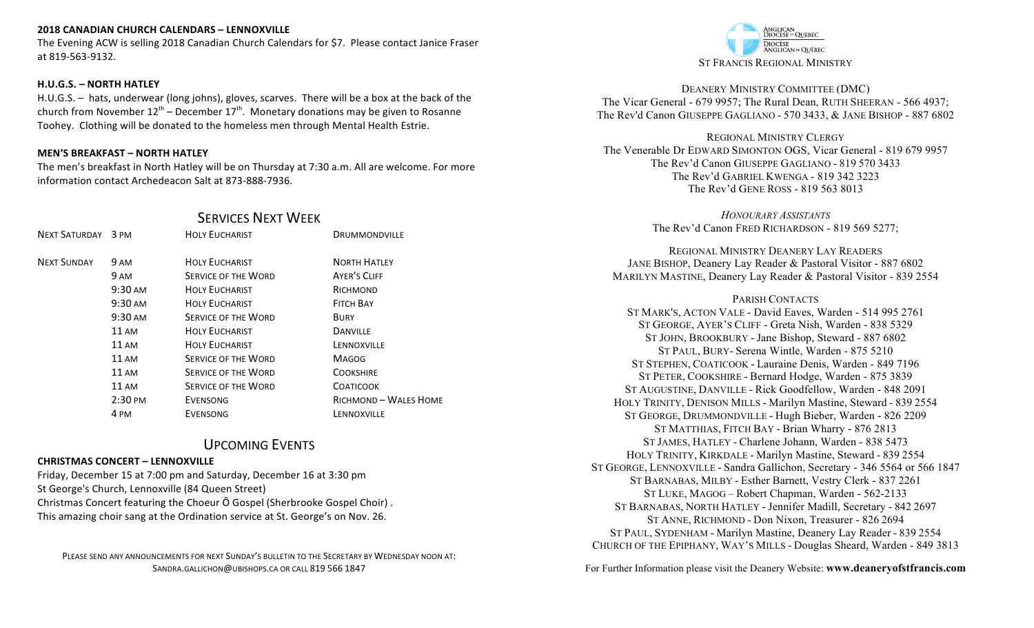**2018 CANADIAN CHURCH CALENDARS – LENNOXVILLE**

The Evening ACW is selling 2018 Canadian Church Calendars for $7. Please contact Janice Fraser at 819-563-9132.

**H.U.G.S. – NORTH HATLEY**

H.U.G.S. – hats, underwear (long johns), gloves, scarves. There will be a box at the back of the church from November 12th – December 17th. Monetary donations may be given to Rosanne Toohey. Clothing will be donated to the homeless men through Mental Health Estrie.

**MEN'S BREAKFAST – NORTH HATLEY**

The men's breakfast in North Hatley will be on Thursday at 7:30 a.m. All are welcome. For more information contact Archedeacon Salt at 873-888-7936.

## SERVICES NEXT WEEK

| | | | |
|---|---|---|---|
| NEXT SATURDAY | 3 PM | HOLY EUCHARIST | DRUMMONDVILLE |
| NEXT SUNDAY | 9 AM | HOLY EUCHARIST | NORTH HATLEY |
| | 9 AM | SERVICE OF THE WORD | AYER'S CLIFF |
| | 9:30 AM | HOLY EUCHARIST | RICHMOND |
| | 9:30 AM | HOLY EUCHARIST | FITCH BAY |
| | 9:30 AM | SERVICE OF THE WORD | BURY |
| | 11 AM | HOLY EUCHARIST | DANVILLE |
| | 11 AM | HOLY EUCHARIST | LENNOXVILLE |
| | 11 AM | SERVICE OF THE WORD | MAGOG |
| | 11 AM | SERVICE OF THE WORD | COOKSHIRE |
| | 11 AM | SERVICE OF THE WORD | COATICOOK |
| | 2:30 PM | EVENSONG | RICHMOND – WALES HOME |
| | 4 PM | EVENSONG | LENNOXVILLE |

## UPCOMING EVENTS

**CHRISTMAS CONCERT – LENNOXVILLE**

Friday, December 15 at 7:00 pm and Saturday, December 16 at 3:30 pm
St George's Church, Lennoxville (84 Queen Street)
Christmas Concert featuring the Choeur Ô Gospel (Sherbrooke Gospel Choir).
This amazing choir sang at the Ordination service at St. George's on Nov. 26.

PLEASE SEND ANY ANNOUNCEMENTS FOR NEXT SUNDAY'S BULLETIN TO THE SECRETARY BY WEDNESDAY NOON AT: SANDRA.GALLICHON@UBISHOPS.CA OR CALL 819 566 1847

Anglican Diocese of Quebec
Diocèse Anglican de Québec

ST FRANCIS REGIONAL MINISTRY

DEANERY MINISTRY COMMITTEE (DMC)
The Vicar General - 679 9957; The Rural Dean, RUTH SHEERAN - 566 4937;
The Rev'd Canon GIUSEPPE GAGLIANO - 570 3433, & JANE BISHOP - 887 6802

REGIONAL MINISTRY CLERGY
The Venerable Dr EDWARD SIMONTON OGS, Vicar General - 819 679 9957
The Rev'd Canon GIUSEPPE GAGLIANO - 819 570 3433
The Rev'd GABRIEL KWENGA - 819 342 3223
The Rev'd GENE ROSS - 819 563 8013

*HONOURARY ASSISTANTS*
The Rev'd Canon FRED RICHARDSON - 819 569 5277;

REGIONAL MINISTRY DEANERY LAY READERS
JANE BISHOP, Deanery Lay Reader & Pastoral Visitor - 887 6802
MARILYN MASTINE, Deanery Lay Reader & Pastoral Visitor - 839 2554

PARISH CONTACTS
ST MARK'S, ACTON VALE - David Eaves, Warden - 514 995 2761
ST GEORGE, AYER'S CLIFF - Greta Nish, Warden - 838 5329
ST JOHN, BROOKBURY - Jane Bishop, Steward - 887 6802
ST PAUL, BURY- Serena Wintle, Warden - 875 5210
ST STEPHEN, COATICOOK - Lauraine Denis, Warden - 849 7196
ST PETER, COOKSHIRE - Bernard Hodge, Warden - 875 3839
ST AUGUSTINE, DANVILLE - Rick Goodfellow, Warden - 848 2091
HOLY TRINITY, DENISON MILLS - Marilyn Mastine, Steward - 839 2554
ST GEORGE, DRUMMONDVILLE - Hugh Bieber, Warden - 826 2209
ST MATTHIAS, FITCH BAY - Brian Wharry - 876 2813
ST JAMES, HATLEY - Charlene Johann, Warden - 838 5473
HOLY TRINITY, KIRKDALE - Marilyn Mastine, Steward - 839 2554
ST GEORGE, LENNOXVILLE - Sandra Gallichon, Secretary - 346 5564 or 566 1847
ST BARNABAS, MILBY - Esther Barnett, Vestry Clerk - 837 2261
ST LUKE, MAGOG – Robert Chapman, Warden - 562-2133
ST BARNABAS, NORTH HATLEY - Jennifer Madill, Secretary - 842 2697
ST ANNE, RICHMOND - Don Nixon, Treasurer - 826 2694
ST PAUL, SYDENHAM - Marilyn Mastine, Deanery Lay Reader - 839 2554
CHURCH OF THE EPIPHANY, WAY'S MILLS - Douglas Sheard, Warden - 849 3813

For Further Information please visit the Deanery Website: **www.deaneryofstfrancis.com**